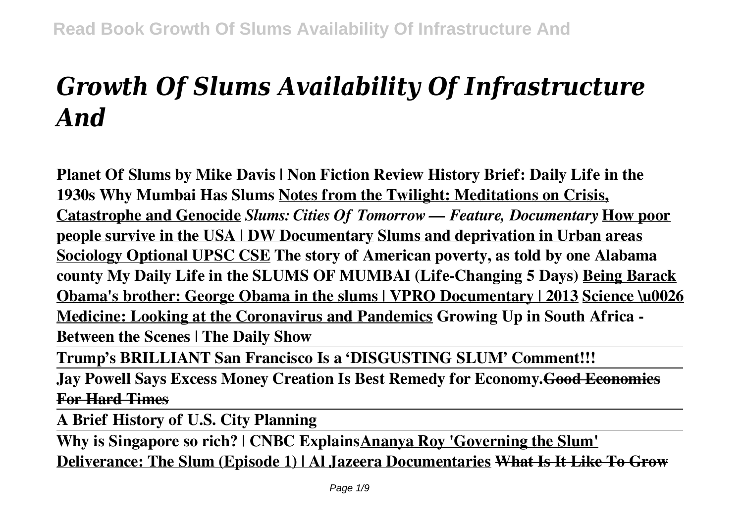# *Growth Of Slums Availability Of Infrastructure And*

**Planet Of Slums by Mike Davis | Non Fiction Review History Brief: Daily Life in the 1930s Why Mumbai Has Slums Notes from the Twilight: Meditations on Crisis, Catastrophe and Genocide** ***Slums: Cities Of Tomorrow — Feature, Documentary*** **How poor people survive in the USA | DW Documentary Slums and deprivation in Urban areas Sociology Optional UPSC CSE The story of American poverty, as told by one Alabama county My Daily Life in the SLUMS OF MUMBAI (Life-Changing 5 Days) Being Barack Obama's brother: George Obama in the slums | VPRO Documentary | 2013 Science \u0026 Medicine: Looking at the Coronavirus and Pandemics Growing Up in South Africa - Between the Scenes | The Daily Show**

**Trump's BRILLIANT San Francisco Is a 'DISGUSTING SLUM' Comment!!!**

**Jay Powell Says Excess Money Creation Is Best Remedy for Economy.~~Good Economics For Hard Times~~**

**A Brief History of U.S. City Planning**

**Why is Singapore so rich? | CNBC ExplainsAnanya Roy 'Governing the Slum' Deliverance: The Slum (Episode 1) | Al Jazeera Documentaries ~~What Is It Like To Grow~~**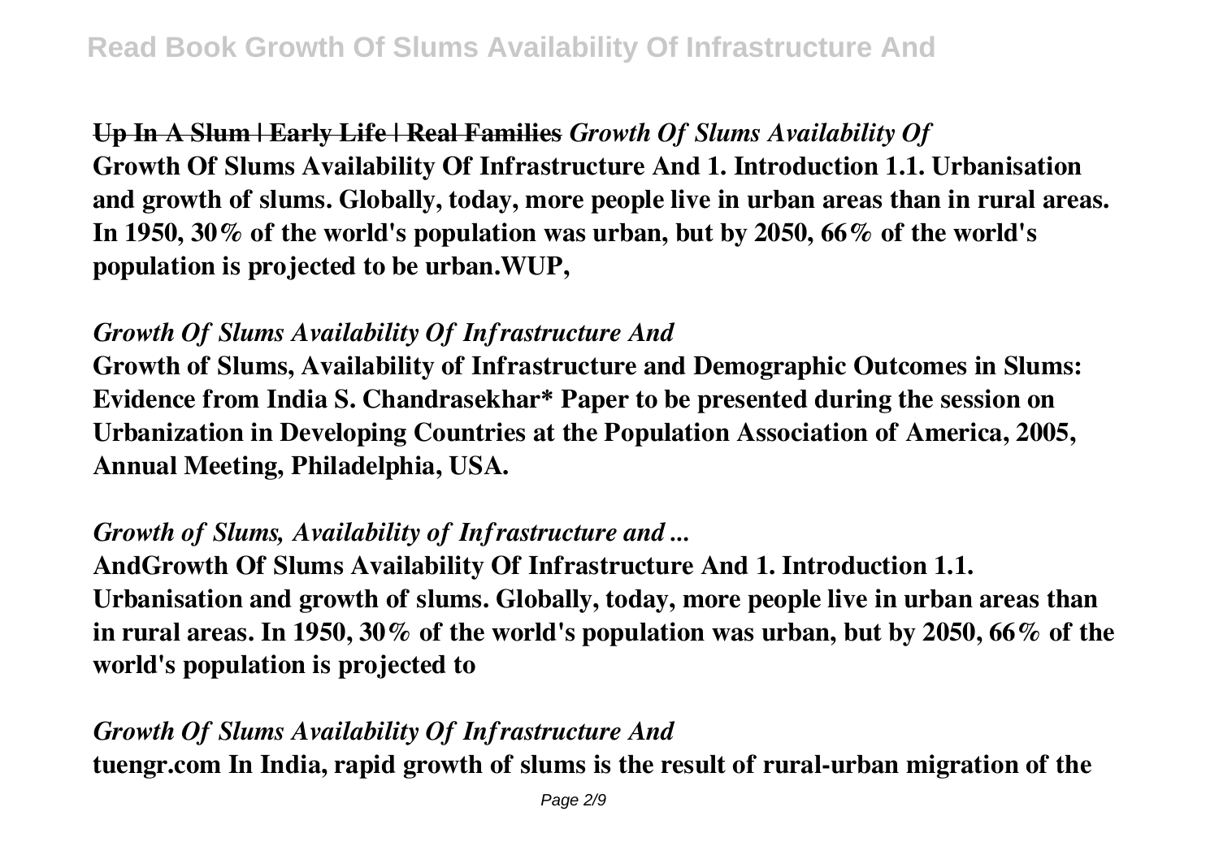**Up In A Slum | Early Life | Real Families** *Growth Of Slums Availability Of*
**Growth Of Slums Availability Of Infrastructure And 1. Introduction 1.1. Urbanisation and growth of slums. Globally, today, more people live in urban areas than in rural areas. In 1950, 30% of the world's population was urban, but by 2050, 66% of the world's population is projected to be urban.WUP,**

### *Growth Of Slums Availability Of Infrastructure And*

**Growth of Slums, Availability of Infrastructure and Demographic Outcomes in Slums: Evidence from India S. Chandrasekhar* Paper to be presented during the session on Urbanization in Developing Countries at the Population Association of America, 2005, Annual Meeting, Philadelphia, USA.**

### *Growth of Slums, Availability of Infrastructure and ...*

**AndGrowth Of Slums Availability Of Infrastructure And 1. Introduction 1.1. Urbanisation and growth of slums. Globally, today, more people live in urban areas than in rural areas. In 1950, 30% of the world's population was urban, but by 2050, 66% of the world's population is projected to**

### *Growth Of Slums Availability Of Infrastructure And*

**tuengr.com In India, rapid growth of slums is the result of rural-urban migration of the**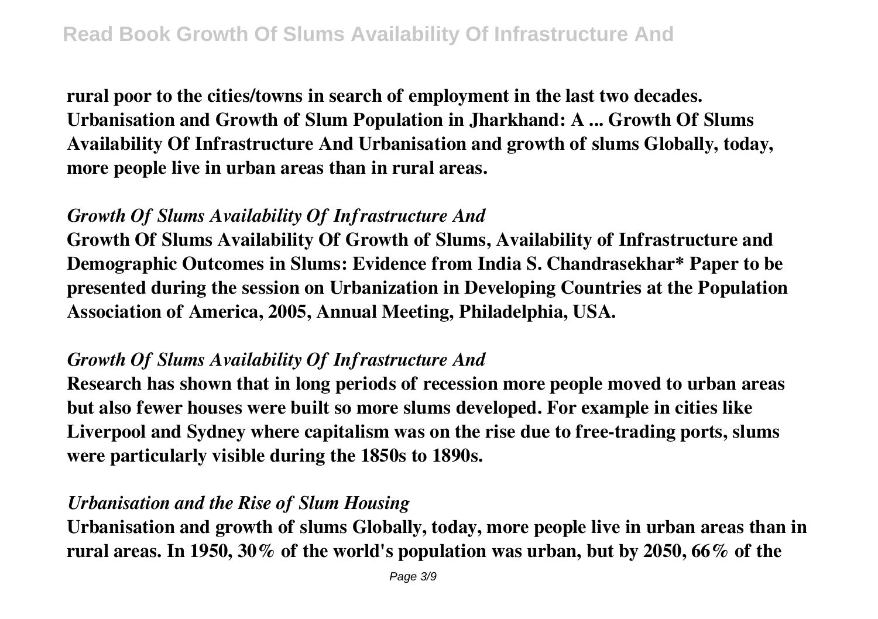**rural poor to the cities/towns in search of employment in the last two decades. Urbanisation and Growth of Slum Population in Jharkhand: A ... Growth Of Slums Availability Of Infrastructure And Urbanisation and growth of slums Globally, today, more people live in urban areas than in rural areas.**

### *Growth Of Slums Availability Of Infrastructure And*

**Growth Of Slums Availability Of Growth of Slums, Availability of Infrastructure and Demographic Outcomes in Slums: Evidence from India S. Chandrasekhar* Paper to be presented during the session on Urbanization in Developing Countries at the Population Association of America, 2005, Annual Meeting, Philadelphia, USA.**

### *Growth Of Slums Availability Of Infrastructure And*

**Research has shown that in long periods of recession more people moved to urban areas but also fewer houses were built so more slums developed. For example in cities like Liverpool and Sydney where capitalism was on the rise due to free-trading ports, slums were particularly visible during the 1850s to 1890s.**

### *Urbanisation and the Rise of Slum Housing*

**Urbanisation and growth of slums Globally, today, more people live in urban areas than in rural areas. In 1950, 30% of the world's population was urban, but by 2050, 66% of the**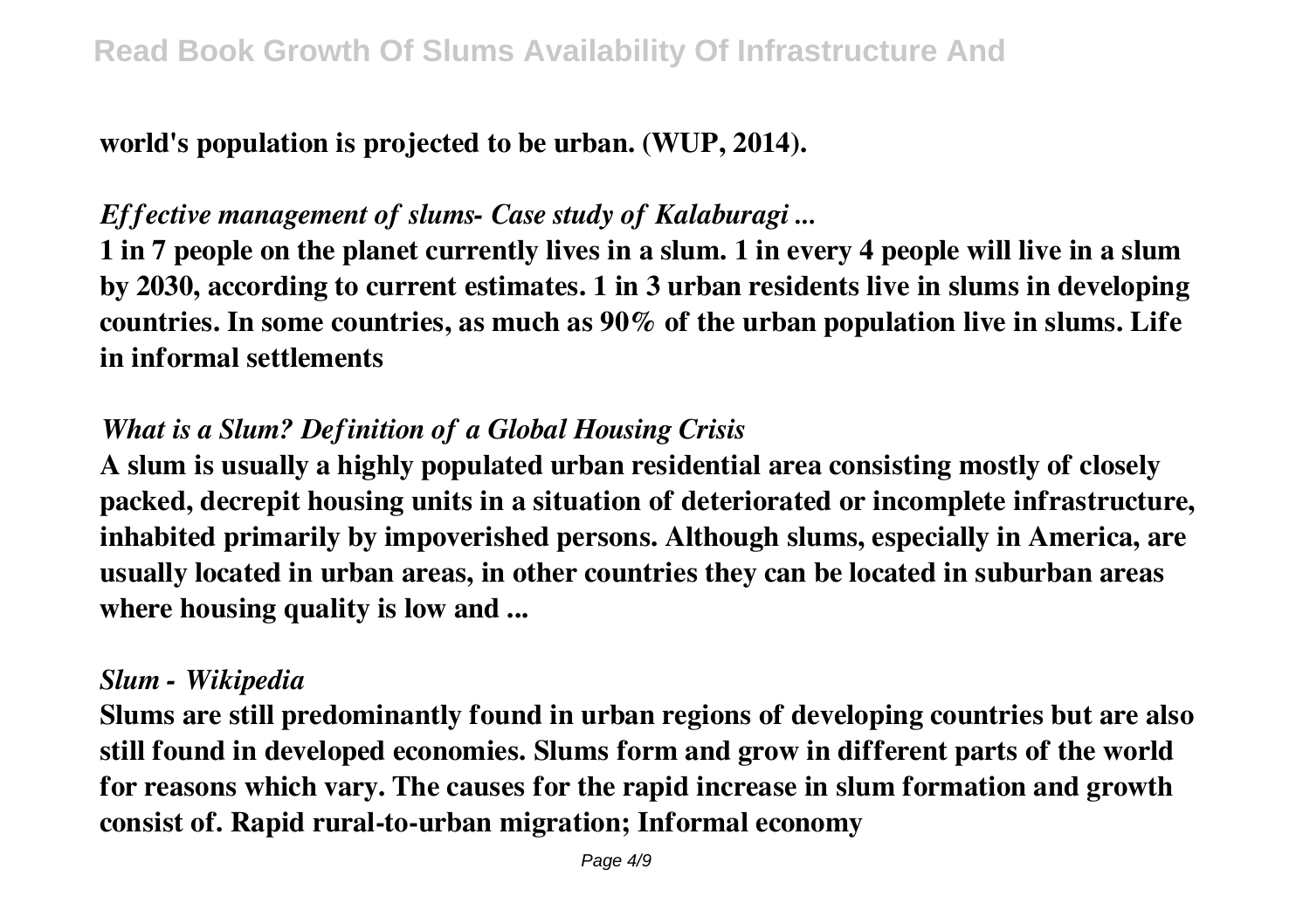**world's population is projected to be urban. (WUP, 2014).**

### *Effective management of slums- Case study of Kalaburagi ...*

**1 in 7 people on the planet currently lives in a slum. 1 in every 4 people will live in a slum by 2030, according to current estimates. 1 in 3 urban residents live in slums in developing countries. In some countries, as much as 90% of the urban population live in slums. Life in informal settlements**

### *What is a Slum? Definition of a Global Housing Crisis*

**A slum is usually a highly populated urban residential area consisting mostly of closely packed, decrepit housing units in a situation of deteriorated or incomplete infrastructure, inhabited primarily by impoverished persons. Although slums, especially in America, are usually located in urban areas, in other countries they can be located in suburban areas where housing quality is low and ...**

### *Slum - Wikipedia*

**Slums are still predominantly found in urban regions of developing countries but are also still found in developed economies. Slums form and grow in different parts of the world for reasons which vary. The causes for the rapid increase in slum formation and growth consist of. Rapid rural-to-urban migration; Informal economy**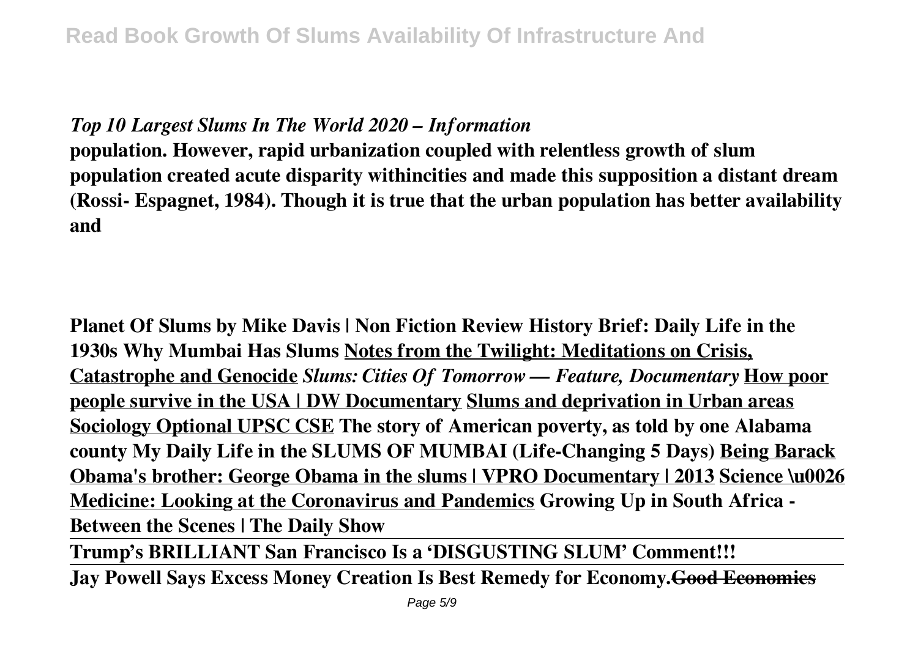*Top 10 Largest Slums In The World 2020 – Information*

**population. However, rapid urbanization coupled with relentless growth of slum population created acute disparity withincities and made this supposition a distant dream (Rossi- Espagnet, 1984). Though it is true that the urban population has better availability and**

**Planet Of Slums by Mike Davis | Non Fiction Review History Brief: Daily Life in the 1930s Why Mumbai Has Slums Notes from the Twilight: Meditations on Crisis, Catastrophe and Genocide *Slums: Cities Of Tomorrow — Feature, Documentary* How poor people survive in the USA | DW Documentary Slums and deprivation in Urban areas Sociology Optional UPSC CSE The story of American poverty, as told by one Alabama county My Daily Life in the SLUMS OF MUMBAI (Life-Changing 5 Days) Being Barack Obama's brother: George Obama in the slums | VPRO Documentary | 2013 Science \u0026 Medicine: Looking at the Coronavirus and Pandemics Growing Up in South Africa - Between the Scenes | The Daily Show**

**Trump's BRILLIANT San Francisco Is a 'DISGUSTING SLUM' Comment!!!**

**Jay Powell Says Excess Money Creation Is Best Remedy for Economy.~~Good Economics~~**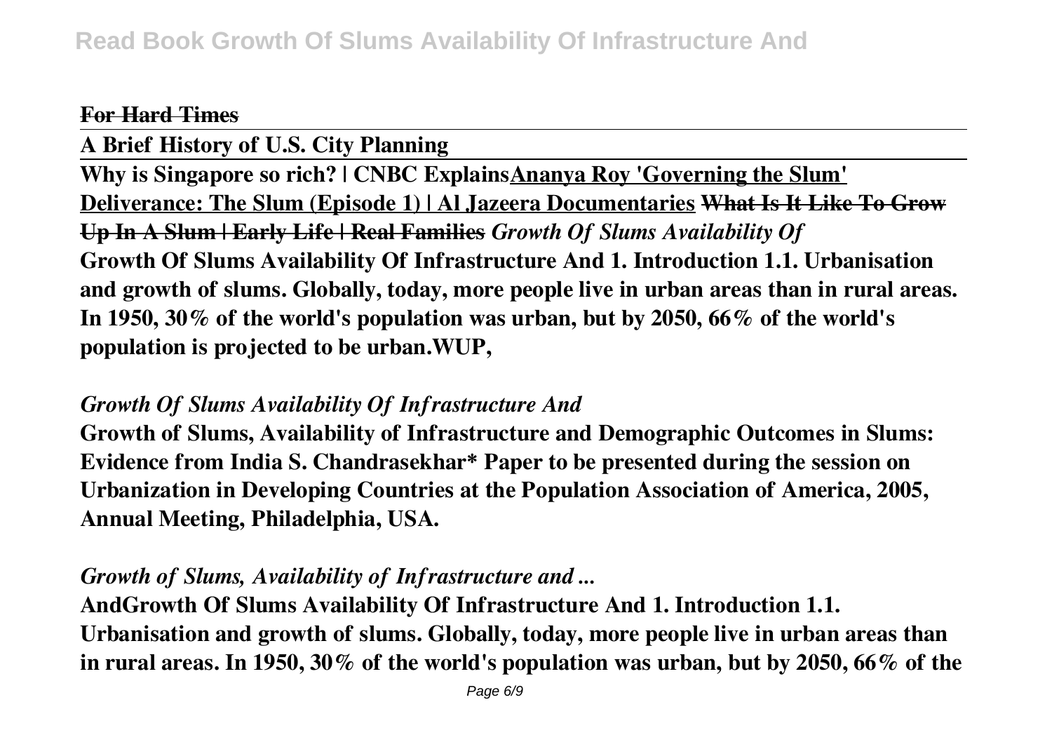**For Hard Times**

**A Brief History of U.S. City Planning**

**Why is Singapore so rich? | CNBC Explains** **Ananya Roy 'Governing the Slum'** **Deliverance: The Slum (Episode 1) | Al Jazeera Documentaries** **What Is It Like To Grow Up In A Slum | Early Life | Real Families** ***Growth Of Slums Availability Of***

**Growth Of Slums Availability Of Infrastructure And 1. Introduction 1.1. Urbanisation and growth of slums. Globally, today, more people live in urban areas than in rural areas. In 1950, 30% of the world's population was urban, but by 2050, 66% of the world's population is projected to be urban.WUP,**

### *Growth Of Slums Availability Of Infrastructure And*

**Growth of Slums, Availability of Infrastructure and Demographic Outcomes in Slums: Evidence from India S. Chandrasekhar* Paper to be presented during the session on Urbanization in Developing Countries at the Population Association of America, 2005, Annual Meeting, Philadelphia, USA.**

### *Growth of Slums, Availability of Infrastructure and ...*

**AndGrowth Of Slums Availability Of Infrastructure And 1. Introduction 1.1. Urbanisation and growth of slums. Globally, today, more people live in urban areas than in rural areas. In 1950, 30% of the world's population was urban, but by 2050, 66% of the**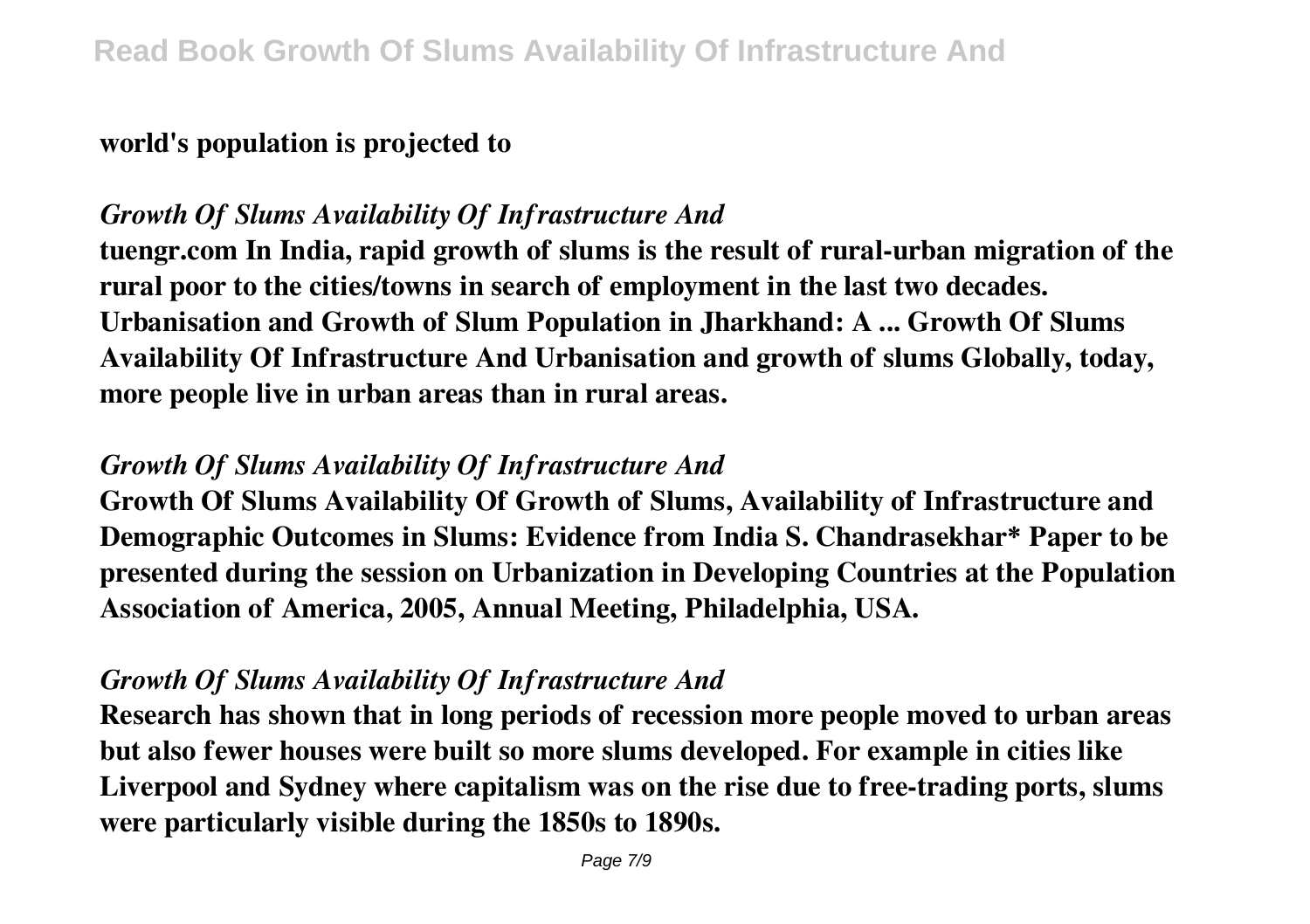**world's population is projected to**

### *Growth Of Slums Availability Of Infrastructure And*

**tuengr.com In India, rapid growth of slums is the result of rural-urban migration of the rural poor to the cities/towns in search of employment in the last two decades. Urbanisation and Growth of Slum Population in Jharkhand: A ... Growth Of Slums Availability Of Infrastructure And Urbanisation and growth of slums Globally, today, more people live in urban areas than in rural areas.**

### *Growth Of Slums Availability Of Infrastructure And*

**Growth Of Slums Availability Of Growth of Slums, Availability of Infrastructure and Demographic Outcomes in Slums: Evidence from India S. Chandrasekhar* Paper to be presented during the session on Urbanization in Developing Countries at the Population Association of America, 2005, Annual Meeting, Philadelphia, USA.**

### *Growth Of Slums Availability Of Infrastructure And*

**Research has shown that in long periods of recession more people moved to urban areas but also fewer houses were built so more slums developed. For example in cities like Liverpool and Sydney where capitalism was on the rise due to free-trading ports, slums were particularly visible during the 1850s to 1890s.**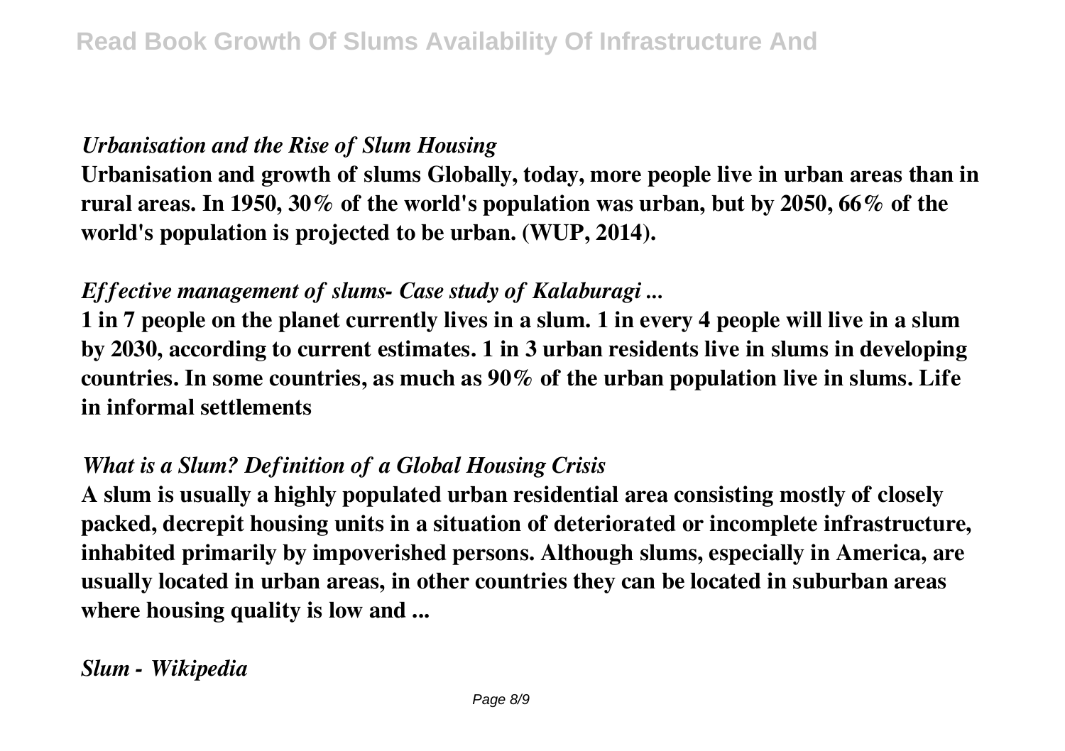*Urbanisation and the Rise of Slum Housing*

**Urbanisation and growth of slums Globally, today, more people live in urban areas than in rural areas. In 1950, 30% of the world's population was urban, but by 2050, 66% of the world's population is projected to be urban. (WUP, 2014).**

*Effective management of slums- Case study of Kalaburagi ...*

**1 in 7 people on the planet currently lives in a slum. 1 in every 4 people will live in a slum by 2030, according to current estimates. 1 in 3 urban residents live in slums in developing countries. In some countries, as much as 90% of the urban population live in slums. Life in informal settlements**

*What is a Slum? Definition of a Global Housing Crisis*

**A slum is usually a highly populated urban residential area consisting mostly of closely packed, decrepit housing units in a situation of deteriorated or incomplete infrastructure, inhabited primarily by impoverished persons. Although slums, especially in America, are usually located in urban areas, in other countries they can be located in suburban areas where housing quality is low and ...**

*Slum - Wikipedia*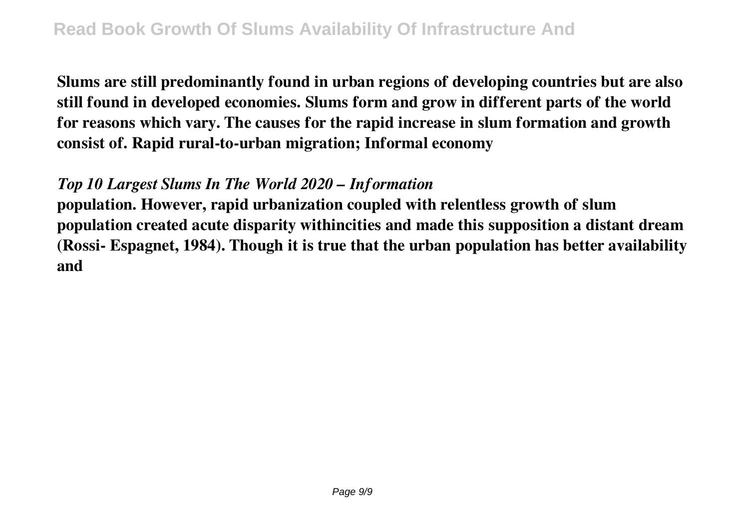**Slums are still predominantly found in urban regions of developing countries but are also still found in developed economies. Slums form and grow in different parts of the world for reasons which vary. The causes for the rapid increase in slum formation and growth consist of. Rapid rural-to-urban migration; Informal economy**

***Top 10 Largest Slums In The World 2020 – Information***

**population. However, rapid urbanization coupled with relentless growth of slum population created acute disparity withincities and made this supposition a distant dream (Rossi- Espagnet, 1984). Though it is true that the urban population has better availability and**